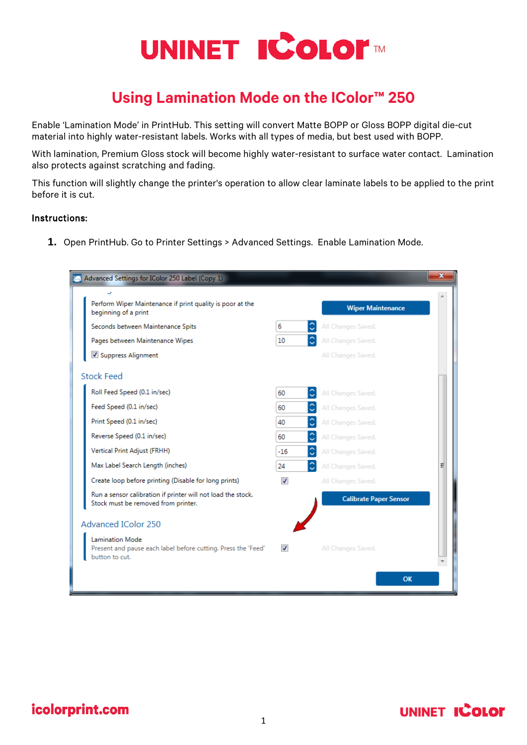# Using Lamination Mode on the IColor™ 250

Enable 'Lamination Mode' in PrintHub. This setting will convert Matte BOPP or Gloss BOPP digital die-cut material into highly water-resistant labels. Works with all types of media, but best used with BOPP.

With lamination, Premium Gloss stock will become highly water-resistant to surface water contact. Lamination also protects against scratching and fading.

This function will slightly change the printer's operation to allow clear laminate labels to be applied to the print before it is cut.

**Instructions:**

1. Open PrintHub. Go to Printer Settings > Advanced Settings. Enable Lamination Mode.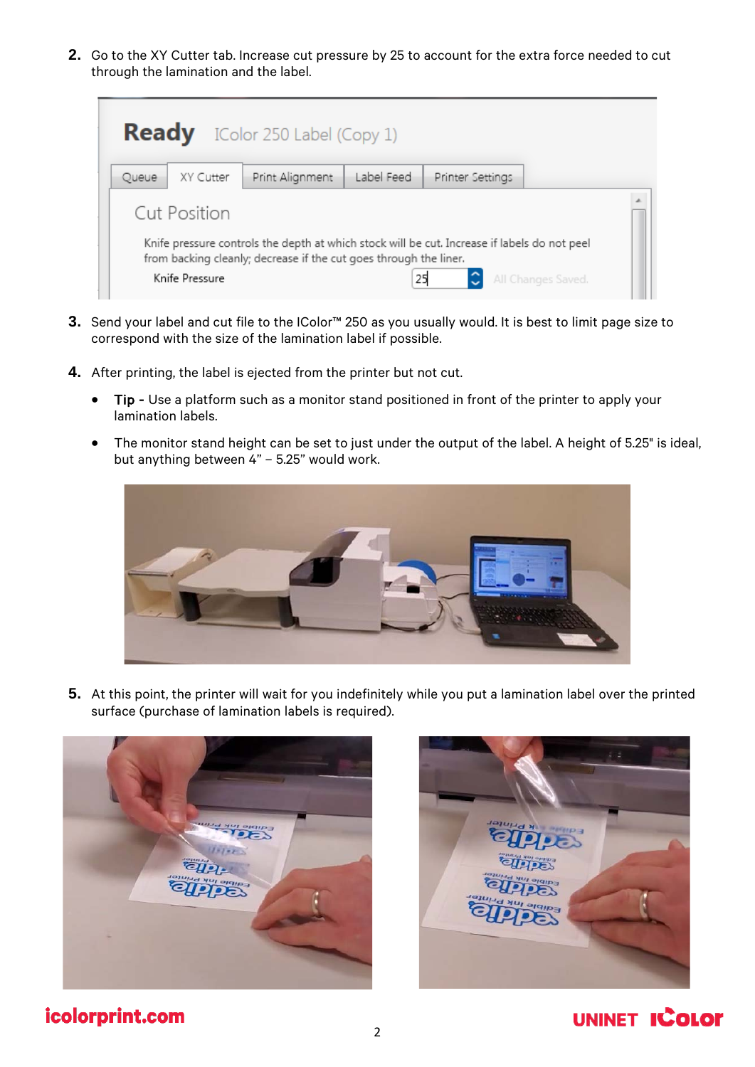2. Go to the XY Cutter tab. Increase cut pressure by 25 to account for the extra force needed to cut through the lamination and the label.

3. Send your label and cut file to the IColor™ 250 as you usually would. It is best to limit page size to correspond with the size of the lamination label if possible.

4. After printing, the label is ejected from the printer but not cut.

   - **Tip -** Use a platform such as a monitor stand positioned in front of the printer to apply your lamination labels.
   - The monitor stand height can be set to just under the output of the label. A height of 5.25" is ideal, but anything between 4" – 5.25" would work.

5. At this point, the printer will wait for you indefinitely while you put a lamination label over the printed surface (purchase of lamination labels is required).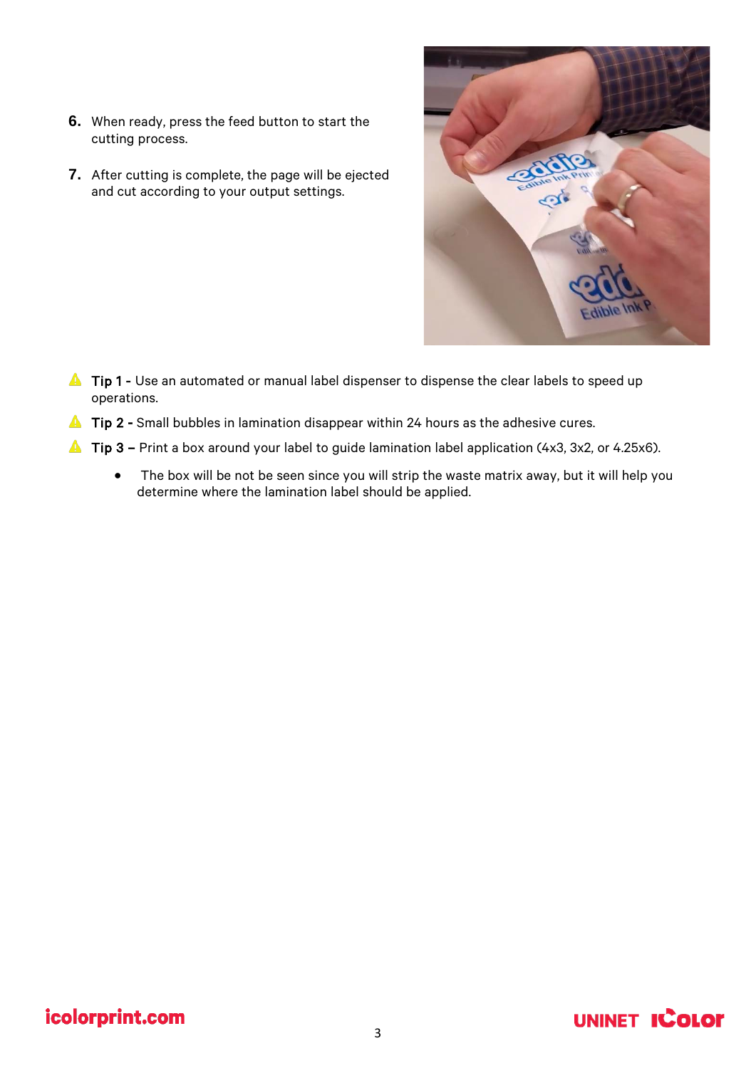6. When ready, press the feed button to start the cutting process.

7. After cutting is complete, the page will be ejected and cut according to your output settings.

⚠ **Tip 1 -** Use an automated or manual label dispenser to dispense the clear labels to speed up operations.

⚠ **Tip 2 -** Small bubbles in lamination disappear within 24 hours as the adhesive cures.

⚠ **Tip 3 –** Print a box around your label to guide lamination label application (4x3, 3x2, or 4.25x6).

- The box will be not be seen since you will strip the waste matrix away, but it will help you determine where the lamination label should be applied.